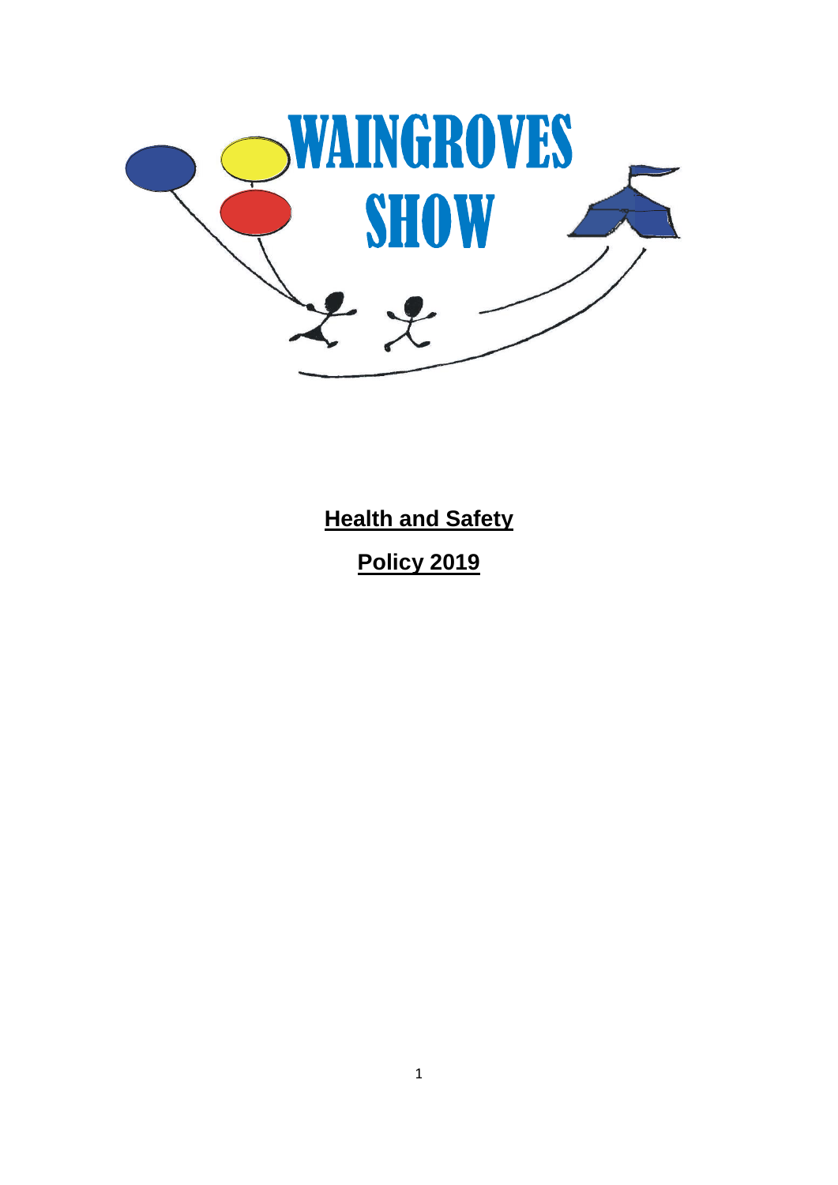# WAINGROVES SHOW

**Health and Safety**

**Policy 2019**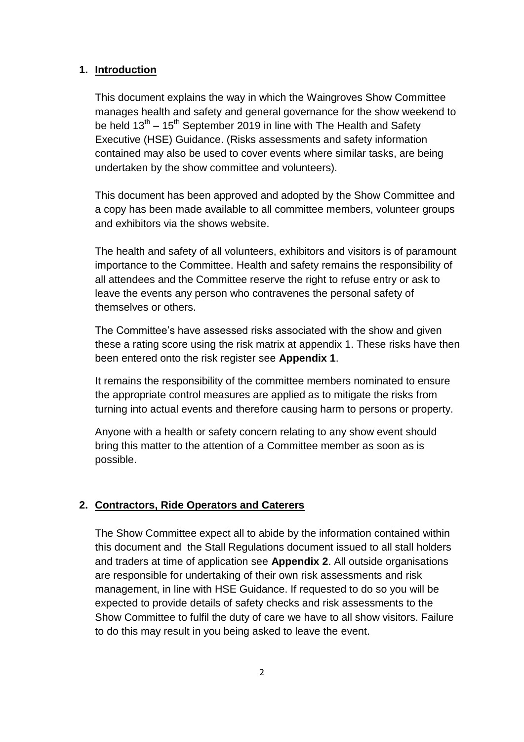## 1. Introduction

This document explains the way in which the Waingroves Show Committee manages health and safety and general governance for the show weekend to be held 13th – 15th September 2019 in line with The Health and Safety Executive (HSE) Guidance. (Risks assessments and safety information contained may also be used to cover events where similar tasks, are being undertaken by the show committee and volunteers).

This document has been approved and adopted by the Show Committee and a copy has been made available to all committee members, volunteer groups and exhibitors via the shows website.

The health and safety of all volunteers, exhibitors and visitors is of paramount importance to the Committee. Health and safety remains the responsibility of all attendees and the Committee reserve the right to refuse entry or ask to leave the events any person who contravenes the personal safety of themselves or others.

The Committee's have assessed risks associated with the show and given these a rating score using the risk matrix at appendix 1. These risks have then been entered onto the risk register see **Appendix 1**.

It remains the responsibility of the committee members nominated to ensure the appropriate control measures are applied as to mitigate the risks from turning into actual events and therefore causing harm to persons or property.

Anyone with a health or safety concern relating to any show event should bring this matter to the attention of a Committee member as soon as is possible.

## 2. Contractors, Ride Operators and Caterers

The Show Committee expect all to abide by the information contained within this document and the Stall Regulations document issued to all stall holders and traders at time of application see **Appendix 2**. All outside organisations are responsible for undertaking of their own risk assessments and risk management, in line with HSE Guidance. If requested to do so you will be expected to provide details of safety checks and risk assessments to the Show Committee to fulfil the duty of care we have to all show visitors. Failure to do this may result in you being asked to leave the event.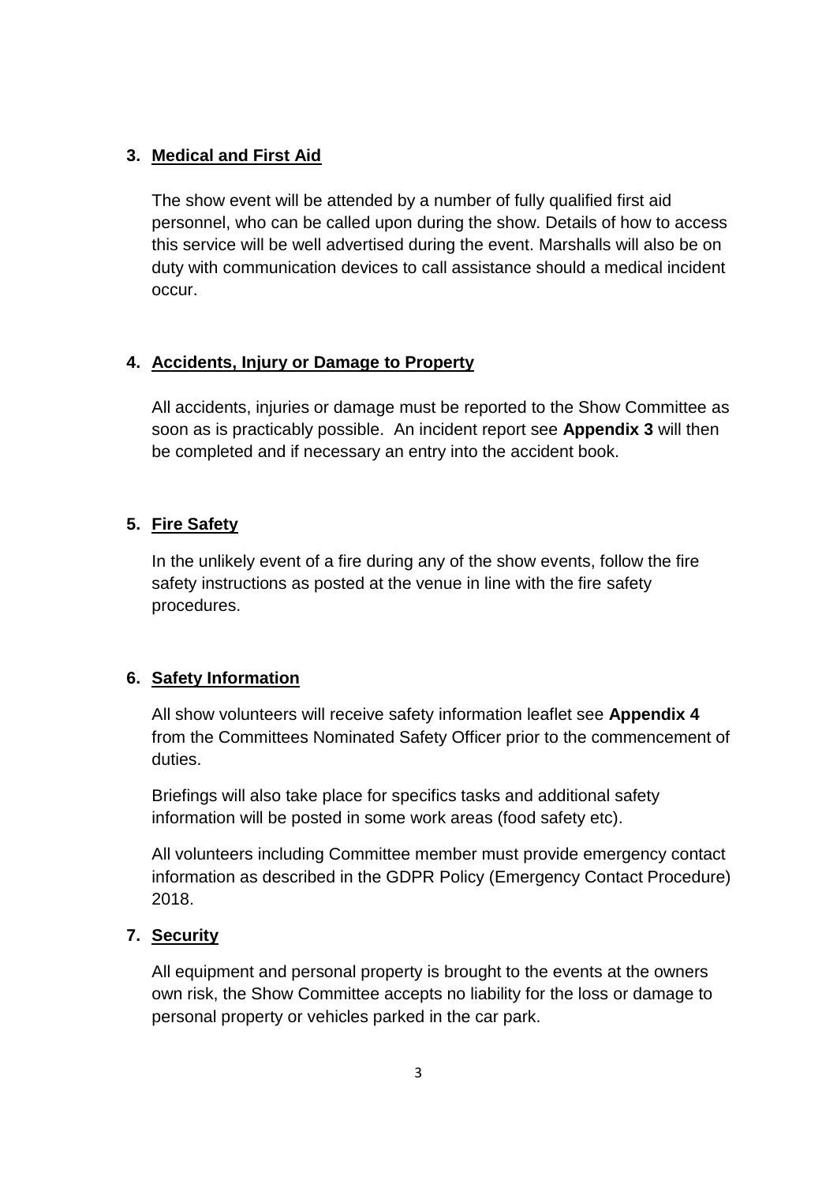## 3. Medical and First Aid

The show event will be attended by a number of fully qualified first aid personnel, who can be called upon during the show. Details of how to access this service will be well advertised during the event. Marshalls will also be on duty with communication devices to call assistance should a medical incident occur.

## 4. Accidents, Injury or Damage to Property

All accidents, injuries or damage must be reported to the Show Committee as soon as is practicably possible. An incident report see **Appendix 3** will then be completed and if necessary an entry into the accident book.

## 5. Fire Safety

In the unlikely event of a fire during any of the show events, follow the fire safety instructions as posted at the venue in line with the fire safety procedures.

## 6. Safety Information

All show volunteers will receive safety information leaflet see **Appendix 4** from the Committees Nominated Safety Officer prior to the commencement of duties.

Briefings will also take place for specifics tasks and additional safety information will be posted in some work areas (food safety etc).

All volunteers including Committee member must provide emergency contact information as described in the GDPR Policy (Emergency Contact Procedure) 2018.

## 7. Security

All equipment and personal property is brought to the events at the owners own risk, the Show Committee accepts no liability for the loss or damage to personal property or vehicles parked in the car park.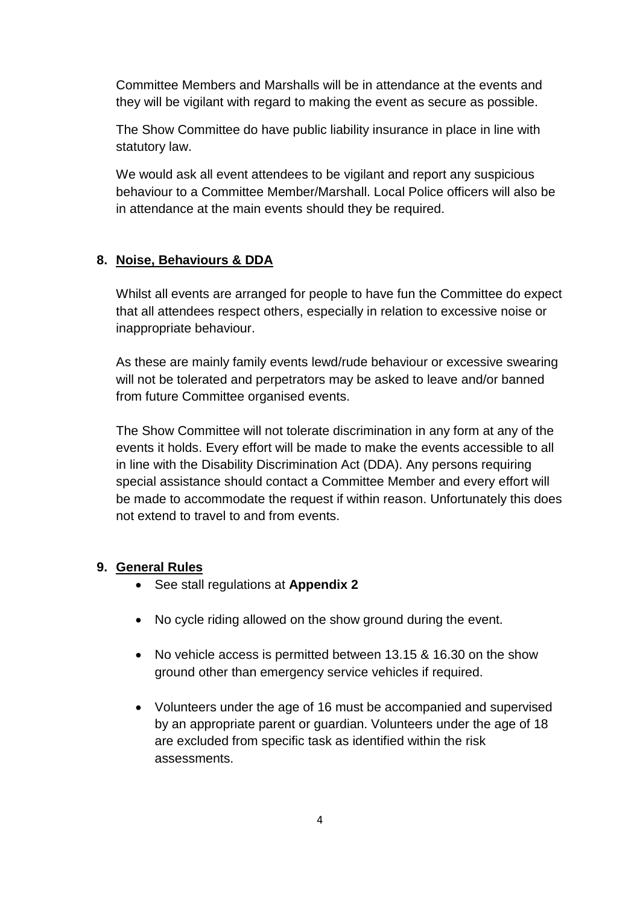Committee Members and Marshalls will be in attendance at the events and they will be vigilant with regard to making the event as secure as possible.

The Show Committee do have public liability insurance in place in line with statutory law.

We would ask all event attendees to be vigilant and report any suspicious behaviour to a Committee Member/Marshall. Local Police officers will also be in attendance at the main events should they be required.

## 8. Noise, Behaviours & DDA

Whilst all events are arranged for people to have fun the Committee do expect that all attendees respect others, especially in relation to excessive noise or inappropriate behaviour.

As these are mainly family events lewd/rude behaviour or excessive swearing will not be tolerated and perpetrators may be asked to leave and/or banned from future Committee organised events.

The Show Committee will not tolerate discrimination in any form at any of the events it holds. Every effort will be made to make the events accessible to all in line with the Disability Discrimination Act (DDA). Any persons requiring special assistance should contact a Committee Member and every effort will be made to accommodate the request if within reason. Unfortunately this does not extend to travel to and from events.

## 9. General Rules

- See stall regulations at **Appendix 2**
- No cycle riding allowed on the show ground during the event.
- No vehicle access is permitted between 13.15 & 16.30 on the show ground other than emergency service vehicles if required.
- Volunteers under the age of 16 must be accompanied and supervised by an appropriate parent or guardian. Volunteers under the age of 18 are excluded from specific task as identified within the risk assessments.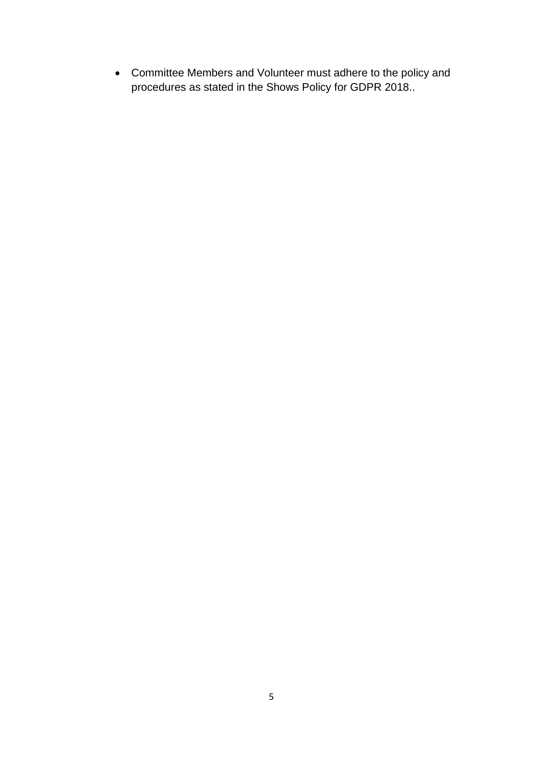- Committee Members and Volunteer must adhere to the policy and procedures as stated in the Shows Policy for GDPR 2018..